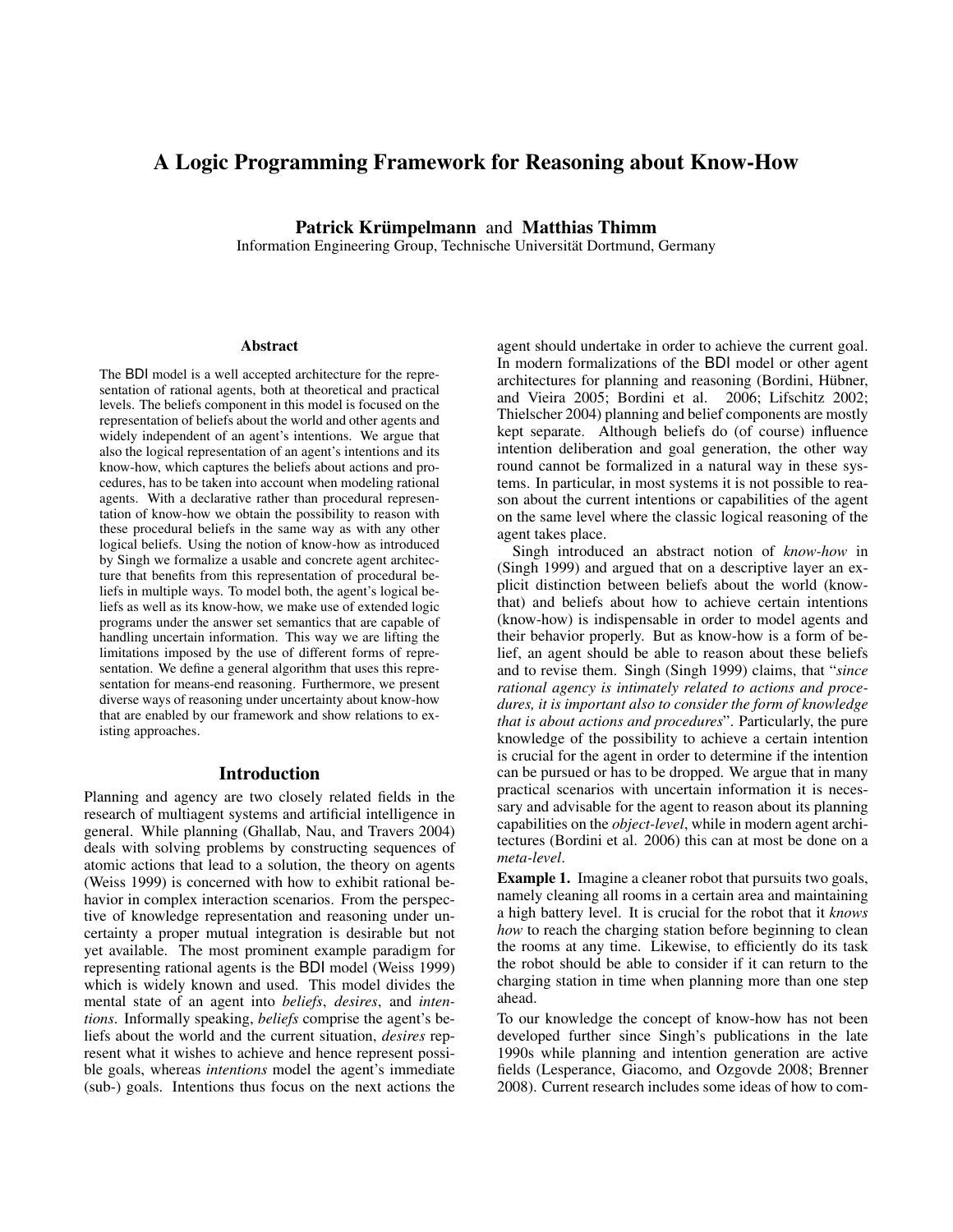# A Logic Programming Framework for Reasoning about Know-How

**Patrick Krümpelmann** and **Matthias Thimm**
Information Engineering Group, Technische Universität Dortmund, Germany

## Abstract

The BDI model is a well accepted architecture for the representation of rational agents, both at theoretical and practical levels. The beliefs component in this model is focused on the representation of beliefs about the world and other agents and widely independent of an agent's intentions. We argue that also the logical representation of an agent's intentions and its know-how, which captures the beliefs about actions and procedures, has to be taken into account when modeling rational agents. With a declarative rather than procedural representation of know-how we obtain the possibility to reason with these procedural beliefs in the same way as with any other logical beliefs. Using the notion of know-how as introduced by Singh we formalize a usable and concrete agent architecture that benefits from this representation of procedural beliefs in multiple ways. To model both, the agent's logical beliefs as well as its know-how, we make use of extended logic programs under the answer set semantics that are capable of handling uncertain information. This way we are lifting the limitations imposed by the use of different forms of representation. We define a general algorithm that uses this representation for means-end reasoning. Furthermore, we present diverse ways of reasoning under uncertainty about know-how that are enabled by our framework and show relations to existing approaches.

## Introduction

Planning and agency are two closely related fields in the research of multiagent systems and artificial intelligence in general. While planning (Ghallab, Nau, and Travers 2004) deals with solving problems by constructing sequences of atomic actions that lead to a solution, the theory on agents (Weiss 1999) is concerned with how to exhibit rational behavior in complex interaction scenarios. From the perspective of knowledge representation and reasoning under uncertainty a proper mutual integration is desirable but not yet available. The most prominent example paradigm for representing rational agents is the BDI model (Weiss 1999) which is widely known and used. This model divides the mental state of an agent into *beliefs*, *desires*, and *intentions*. Informally speaking, *beliefs* comprise the agent's beliefs about the world and the current situation, *desires* represent what it wishes to achieve and hence represent possible goals, whereas *intentions* model the agent's immediate (sub-) goals. Intentions thus focus on the next actions the agent should undertake in order to achieve the current goal. In modern formalizations of the BDI model or other agent architectures for planning and reasoning (Bordini, Hübner, and Vieira 2005; Bordini et al. 2006; Lifschitz 2002; Thielscher 2004) planning and belief components are mostly kept separate. Although beliefs do (of course) influence intention deliberation and goal generation, the other way round cannot be formalized in a natural way in these systems. In particular, in most systems it is not possible to reason about the current intentions or capabilities of the agent on the same level where the classic logical reasoning of the agent takes place.

Singh introduced an abstract notion of *know-how* in (Singh 1999) and argued that on a descriptive layer an explicit distinction between beliefs about the world (know-that) and beliefs about how to achieve certain intentions (know-how) is indispensable in order to model agents and their behavior properly. But as know-how is a form of belief, an agent should be able to reason about these beliefs and to revise them. Singh (Singh 1999) claims, that "*since rational agency is intimately related to actions and procedures, it is important also to consider the form of knowledge that is about actions and procedures*". Particularly, the pure knowledge of the possibility to achieve a certain intention is crucial for the agent in order to determine if the intention can be pursued or has to be dropped. We argue that in many practical scenarios with uncertain information it is necessary and advisable for the agent to reason about its planning capabilities on the *object-level*, while in modern agent architectures (Bordini et al. 2006) this can at most be done on a *meta-level*.

**Example 1.** Imagine a cleaner robot that pursuits two goals, namely cleaning all rooms in a certain area and maintaining a high battery level. It is crucial for the robot that it *knows how* to reach the charging station before beginning to clean the rooms at any time. Likewise, to efficiently do its task the robot should be able to consider if it can return to the charging station in time when planning more than one step ahead.

To our knowledge the concept of know-how has not been developed further since Singh's publications in the late 1990s while planning and intention generation are active fields (Lesperance, Giacomo, and Ozgovde 2008; Brenner 2008). Current research includes some ideas of how to com-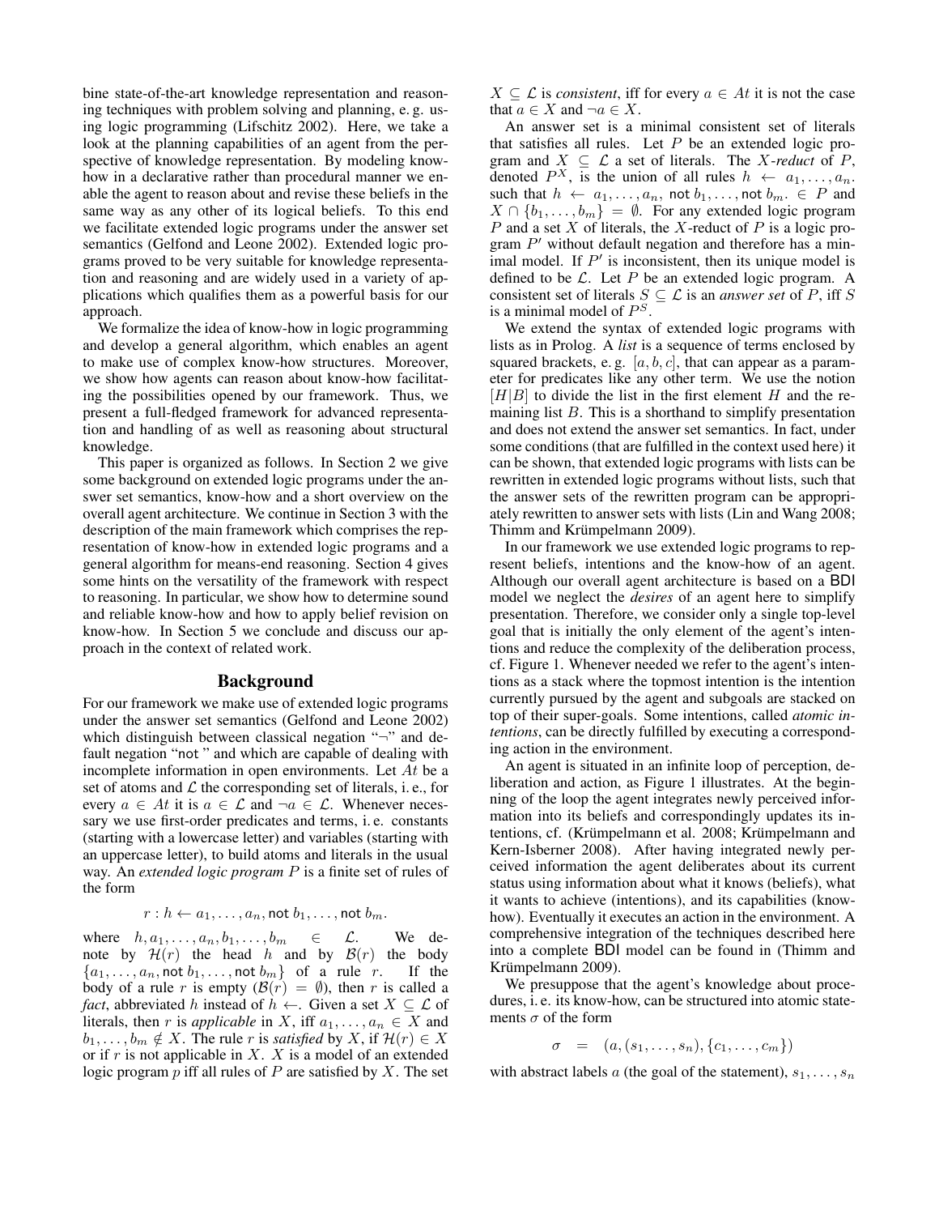bine state-of-the-art knowledge representation and reasoning techniques with problem solving and planning, e. g. using logic programming (Lifschitz 2002). Here, we take a look at the planning capabilities of an agent from the perspective of knowledge representation. By modeling know-how in a declarative rather than procedural manner we enable the agent to reason about and revise these beliefs in the same way as any other of its logical beliefs. To this end we facilitate extended logic programs under the answer set semantics (Gelfond and Leone 2002). Extended logic programs proved to be very suitable for knowledge representation and reasoning and are widely used in a variety of applications which qualifies them as a powerful basis for our approach.

We formalize the idea of know-how in logic programming and develop a general algorithm, which enables an agent to make use of complex know-how structures. Moreover, we show how agents can reason about know-how facilitating the possibilities opened by our framework. Thus, we present a full-fledged framework for advanced representation and handling of as well as reasoning about structural knowledge.

This paper is organized as follows. In Section 2 we give some background on extended logic programs under the answer set semantics, know-how and a short overview on the overall agent architecture. We continue in Section 3 with the description of the main framework which comprises the representation of know-how in extended logic programs and a general algorithm for means-end reasoning. Section 4 gives some hints on the versatility of the framework with respect to reasoning. In particular, we show how to determine sound and reliable know-how and how to apply belief revision on know-how. In Section 5 we conclude and discuss our approach in the context of related work.

## Background

For our framework we make use of extended logic programs under the answer set semantics (Gelfond and Leone 2002) which distinguish between classical negation "$\neg$" and default negation "not " and which are capable of dealing with incomplete information in open environments. Let $At$ be a set of atoms and $\mathcal{L}$ the corresponding set of literals, i. e., for every $a \in At$ it is $a \in \mathcal{L}$ and $\neg a \in \mathcal{L}$. Whenever necessary we use first-order predicates and terms, i. e. constants (starting with a lowercase letter) and variables (starting with an uppercase letter), to build atoms and literals in the usual way. An *extended logic program* $P$ is a finite set of rules of the form

$$r : h \leftarrow a_1, \ldots, a_n, \text{not } b_1, \ldots, \text{not } b_m.$$

where $h, a_1, \ldots, a_n, b_1, \ldots, b_m \in \mathcal{L}$. We denote by $\mathcal{H}(r)$ the head $h$ and by $\mathcal{B}(r)$ the body $\{a_1, \ldots, a_n, \text{not } b_1, \ldots, \text{not } b_m\}$ of a rule $r$. If the body of a rule $r$ is empty ($\mathcal{B}(r) = \emptyset$), then $r$ is called a *fact*, abbreviated $h$ instead of $h \leftarrow$. Given a set $X \subseteq \mathcal{L}$ of literals, then $r$ is *applicable* in $X$, iff $a_1, \ldots, a_n \in X$ and $b_1, \ldots, b_m \notin X$. The rule $r$ is *satisfied* by $X$, if $\mathcal{H}(r) \in X$ or if $r$ is not applicable in $X$. $X$ is a model of an extended logic program $p$ iff all rules of $P$ are satisfied by $X$. The set $X \subseteq \mathcal{L}$ is *consistent*, iff for every $a \in At$ it is not the case that $a \in X$ and $\neg a \in X$.

An answer set is a minimal consistent set of literals that satisfies all rules. Let $P$ be an extended logic program and $X \subseteq \mathcal{L}$ a set of literals. The $X$-*reduct* of $P$, denoted $P^X$, is the union of all rules $h \leftarrow a_1, \ldots, a_n.$ such that $h \leftarrow a_1, \ldots, a_n, \text{not } b_1, \ldots, \text{not } b_m. \in P$ and $X \cap \{b_1, \ldots, b_m\} = \emptyset$. For any extended logic program $P$ and a set $X$ of literals, the $X$-reduct of $P$ is a logic program $P'$ without default negation and therefore has a minimal model. If $P'$ is inconsistent, then its unique model is defined to be $\mathcal{L}$. Let $P$ be an extended logic program. A consistent set of literals $S \subseteq \mathcal{L}$ is an *answer set* of $P$, iff $S$ is a minimal model of $P^S$.

We extend the syntax of extended logic programs with lists as in Prolog. A *list* is a sequence of terms enclosed by squared brackets, e. g. $[a, b, c]$, that can appear as a parameter for predicates like any other term. We use the notion $[H|B]$ to divide the list in the first element $H$ and the remaining list $B$. This is a shorthand to simplify presentation and does not extend the answer set semantics. In fact, under some conditions (that are fulfilled in the context used here) it can be shown, that extended logic programs with lists can be rewritten in extended logic programs without lists, such that the answer sets of the rewritten program can be appropriately rewritten to answer sets with lists (Lin and Wang 2008; Thimm and Krümpelmann 2009).

In our framework we use extended logic programs to represent beliefs, intentions and the know-how of an agent. Although our overall agent architecture is based on a BDI model we neglect the *desires* of an agent here to simplify presentation. Therefore, we consider only a single top-level goal that is initially the only element of the agent's intentions and reduce the complexity of the deliberation process, cf. Figure 1. Whenever needed we refer to the agent's intentions as a stack where the topmost intention is the intention currently pursued by the agent and subgoals are stacked on top of their super-goals. Some intentions, called *atomic intentions*, can be directly fulfilled by executing a corresponding action in the environment.

An agent is situated in an infinite loop of perception, deliberation and action, as Figure 1 illustrates. At the beginning of the loop the agent integrates newly perceived information into its beliefs and correspondingly updates its intentions, cf. (Krümpelmann et al. 2008; Krümpelmann and Kern-Isberner 2008). After having integrated newly perceived information the agent deliberates about its current status using information about what it knows (beliefs), what it wants to achieve (intentions), and its capabilities (know-how). Eventually it executes an action in the environment. A comprehensive integration of the techniques described here into a complete BDI model can be found in (Thimm and Krümpelmann 2009).

We presuppose that the agent's knowledge about procedures, i. e. its know-how, can be structured into atomic statements $\sigma$ of the form

$$\sigma \quad = \quad (a, (s_1, \ldots, s_n), \{c_1, \ldots, c_m\})$$

with abstract labels $a$ (the goal of the statement), $s_1, \ldots, s_n$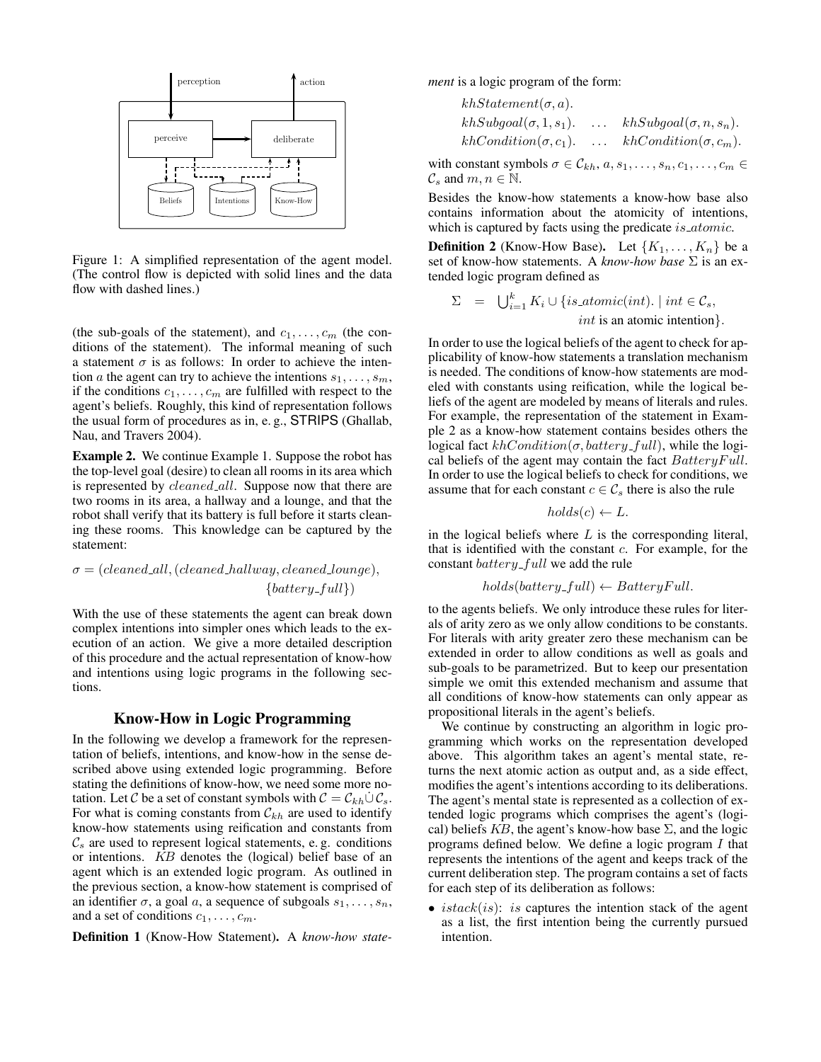Figure 1: A simplified representation of the agent model. (The control flow is depicted with solid lines and the data flow with dashed lines.)

(the sub-goals of the statement), and $c_1, \ldots, c_m$ (the conditions of the statement). The informal meaning of such a statement $\sigma$ is as follows: In order to achieve the intention $a$ the agent can try to achieve the intentions $s_1, \ldots, s_m$, if the conditions $c_1, \ldots, c_m$ are fulfilled with respect to the agent's beliefs. Roughly, this kind of representation follows the usual form of procedures as in, e. g., STRIPS (Ghallab, Nau, and Travers 2004).

**Example 2.** We continue Example 1. Suppose the robot has the top-level goal (desire) to clean all rooms in its area which is represented by $cleaned\_all$. Suppose now that there are two rooms in its area, a hallway and a lounge, and that the robot shall verify that its battery is full before it starts cleaning these rooms. This knowledge can be captured by the statement:

$$\sigma = (cleaned\_all, (cleaned\_hallway, cleaned\_lounge), \{battery\_full\})$$

With the use of these statements the agent can break down complex intentions into simpler ones which leads to the execution of an action. We give a more detailed description of this procedure and the actual representation of know-how and intentions using logic programs in the following sections.

## Know-How in Logic Programming

In the following we develop a framework for the representation of beliefs, intentions, and know-how in the sense described above using extended logic programming. Before stating the definitions of know-how, we need some more notation. Let $\mathcal{C}$ be a set of constant symbols with $\mathcal{C} = \mathcal{C}_{kh} \dot\cup \mathcal{C}_s$. For what is coming constants from $\mathcal{C}_{kh}$ are used to identify know-how statements using reification and constants from $\mathcal{C}_s$ are used to represent logical statements, e. g. conditions or intentions. $KB$ denotes the (logical) belief base of an agent which is an extended logic program. As outlined in the previous section, a know-how statement is comprised of an identifier $\sigma$, a goal $a$, a sequence of subgoals $s_1, \ldots, s_n$, and a set of conditions $c_1, \ldots, c_m$.

**Definition 1** (Know-How Statement)**.** A *know-how statement* is a logic program of the form:

$$khStatement(\sigma, a).$$
$$khSubgoal(\sigma, 1, s_1). \quad \ldots \quad khSubgoal(\sigma, n, s_n).$$
$$khCondition(\sigma, c_1). \quad \ldots \quad khCondition(\sigma, c_m).$$

with constant symbols $\sigma \in \mathcal{C}_{kh}$, $a, s_1, \ldots, s_n, c_1, \ldots, c_m \in \mathcal{C}_s$ and $m, n \in \mathbb{N}$.

Besides the know-how statements a know-how base also contains information about the atomicity of intentions, which is captured by facts using the predicate $is\_atomic$.

**Definition 2** (Know-How Base)**.** Let $\{K_1, \ldots, K_n\}$ be a set of know-how statements. A *know-how base* $\Sigma$ is an extended logic program defined as

$$\Sigma \;=\; \bigcup_{i=1}^{k} K_i \cup \{is\_atomic(int). \mid int \in \mathcal{C}_s, \; int \text{ is an atomic intention}\}.$$

In order to use the logical beliefs of the agent to check for applicability of know-how statements a translation mechanism is needed. The conditions of know-how statements are modeled with constants using reification, while the logical beliefs of the agent are modeled by means of literals and rules. For example, the representation of the statement in Example 2 as a know-how statement contains besides others the logical fact $khCondition(\sigma, battery\_full)$, while the logical beliefs of the agent may contain the fact $BatteryFull$. In order to use the logical beliefs to check for conditions, we assume that for each constant $c \in \mathcal{C}_s$ there is also the rule

$$holds(c) \leftarrow L.$$

in the logical beliefs where $L$ is the corresponding literal, that is identified with the constant $c$. For example, for the constant $battery\_full$ we add the rule

$$holds(battery\_full) \leftarrow BatteryFull.$$

to the agents beliefs. We only introduce these rules for literals of arity zero as we only allow conditions to be constants. For literals with arity greater zero these mechanism can be extended in order to allow conditions as well as goals and sub-goals to be parametrized. But to keep our presentation simple we omit this extended mechanism and assume that all conditions of know-how statements can only appear as propositional literals in the agent's beliefs.

We continue by constructing an algorithm in logic programming which works on the representation developed above. This algorithm takes an agent's mental state, returns the next atomic action as output and, as a side effect, modifies the agent's intentions according to its deliberations. The agent's mental state is represented as a collection of extended logic programs which comprises the agent's (logical) beliefs $KB$, the agent's know-how base $\Sigma$, and the logic programs defined below. We define a logic program $I$ that represents the intentions of the agent and keeps track of the current deliberation step. The program contains a set of facts for each step of its deliberation as follows:

- $istack(is)$: $is$ captures the intention stack of the agent as a list, the first intention being the currently pursued intention.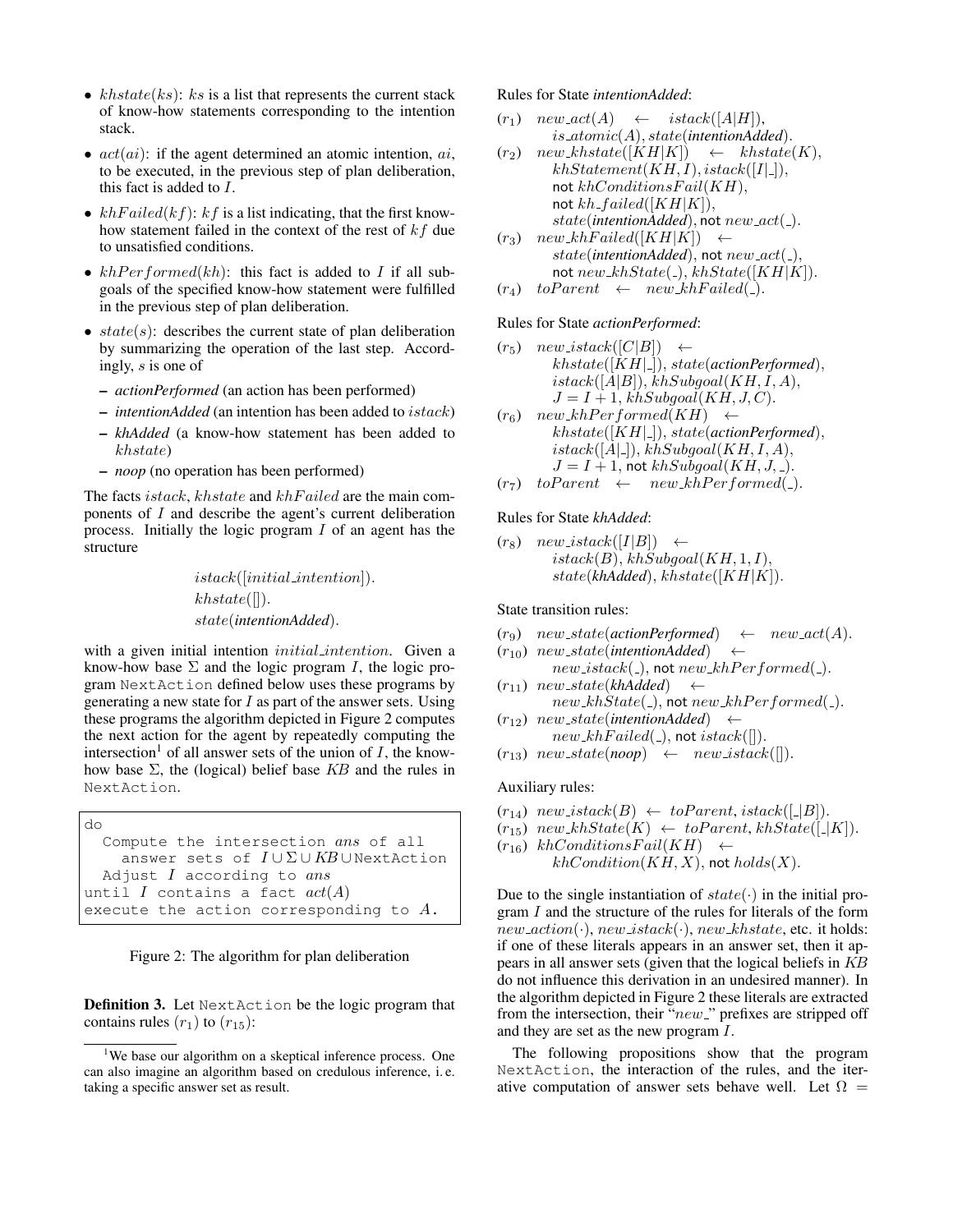- $khstate(ks)$: $ks$ is a list that represents the current stack of know-how statements corresponding to the intention stack.
- $act(ai)$: if the agent determined an atomic intention, $ai$, to be executed, in the previous step of plan deliberation, this fact is added to $I$.
- $khFailed(kf)$: $kf$ is a list indicating, that the first know-how statement failed in the context of the rest of $kf$ due to unsatisfied conditions.
- $khPerformed(kh)$: this fact is added to $I$ if all subgoals of the specified know-how statement were fulfilled in the previous step of plan deliberation.
- $state(s)$: describes the current state of plan deliberation by summarizing the operation of the last step. Accordingly, $s$ is one of
  - *actionPerformed* (an action has been performed)
  - *intentionAdded* (an intention has been added to $istack$)
  - *khAdded* (a know-how statement has been added to $khstate$)
  - *noop* (no operation has been performed)

The facts $istack$, $khstate$ and $khFailed$ are the main components of $I$ and describe the agent's current deliberation process. Initially the logic program $I$ of an agent has the structure

$$istack([initial\_intention]).$$
$$khstate([]).$$
$$state(\textit{intentionAdded}).$$

with a given initial intention $initial\_intention$. Given a know-how base $\Sigma$ and the logic program $I$, the logic program NextAction defined below uses these programs by generating a new state for $I$ as part of the answer sets. Using these programs the algorithm depicted in Figure 2 computes the next action for the agent by repeatedly computing the intersection[1] of all answer sets of the union of $I$, the know-how base $\Sigma$, the (logical) belief base $KB$ and the rules in NextAction.

```
do
  Compute the intersection ans of all
    answer sets of I ∪ Σ ∪ KB ∪ NextAction
  Adjust I according to ans
until I contains a fact act(A)
execute the action corresponding to A.
```

Figure 2: The algorithm for plan deliberation

**Definition 3.** Let NextAction be the logic program that contains rules $(r_1)$ to $(r_{15})$:

[1]We base our algorithm on a skeptical inference process. One can also imagine an algorithm based on credulous inference, i. e. taking a specific answer set as result.

Rules for State *intentionAdded*:

$(r_1)$ $new\_act(A) \leftarrow istack([A|H]),$ $is\_atomic(A), state(\textit{intentionAdded}).$

$(r_2)$ $new\_khstate([KH|K]) \leftarrow khstate(K),$ $khStatement(KH, I), istack([I|\_]),$ $\text{not } khConditionsFail(KH),$ $\text{not } kh\_failed([KH|K]),$ $state(\textit{intentionAdded}), \text{not } new\_act(\_).$

$(r_3)$ $new\_khFailed([KH|K]) \leftarrow$ $state(\textit{intentionAdded}), \text{not } new\_act(\_),$ $\text{not } new\_khState(\_), khState([KH|K]).$

$(r_4)$ $toParent \leftarrow new\_khFailed(\_).$

Rules for State *actionPerformed*:

$(r_5)$ $new\_istack([C|B]) \leftarrow$ $khstate([KH|\_]), state(\textit{actionPerformed}),$ $istack([A|B]), khSubgoal(KH, I, A),$ $J = I + 1, khSubgoal(KH, J, C).$

$(r_6)$ $new\_khPerformed(KH) \leftarrow$ $khstate([KH|\_]), state(\textit{actionPerformed}),$ $istack([A|\_]), khSubgoal(KH, I, A),$ $J = I + 1, \text{not } khSubgoal(KH, J, \_).$

$(r_7)$ $toParent \leftarrow new\_khPerformed(\_).$

Rules for State *khAdded*:

$(r_8)$ $new\_istack([I|B]) \leftarrow$ $istack(B), khSubgoal(KH, 1, I),$ $state(\textit{khAdded}), khstate([KH|K]).$

State transition rules:

$(r_9)$ $new\_state(\textit{actionPerformed}) \leftarrow new\_act(A).$

$(r_{10})$ $new\_state(\textit{intentionAdded}) \leftarrow$ $new\_istack(\_), \text{not } new\_khPerformed(\_).$

$(r_{11})$ $new\_state(\textit{khAdded}) \leftarrow$ $new\_khState(\_), \text{not } new\_khPerformed(\_).$

$(r_{12})$ $new\_state(\textit{intentionAdded}) \leftarrow$ $new\_khFailed(\_), \text{not } istack([]).$

$(r_{13})$ $new\_state(\textit{noop}) \leftarrow new\_istack([]).$

Auxiliary rules:

$(r_{14})$ $new\_istack(B) \leftarrow toParent, istack([\_|B]).$

$(r_{15})$ $new\_khState(K) \leftarrow toParent, khState([\_|K]).$

$(r_{16})$ $khConditionsFail(KH) \leftarrow$ $khCondition(KH, X), \text{not } holds(X).$

Due to the single instantiation of $state(\cdot)$ in the initial program $I$ and the structure of the rules for literals of the form $new\_action(\cdot)$, $new\_istack(\cdot)$, $new\_khstate$, etc. it holds: if one of these literals appears in an answer set, then it appears in all answer sets (given that the logical beliefs in $KB$ do not influence this derivation in an undesired manner). In the algorithm depicted in Figure 2 these literals are extracted from the intersection, their "$new\_$" prefixes are stripped off and they are set as the new program $I$.

The following propositions show that the program NextAction, the interaction of the rules, and the iterative computation of answer sets behave well. Let $\Omega =$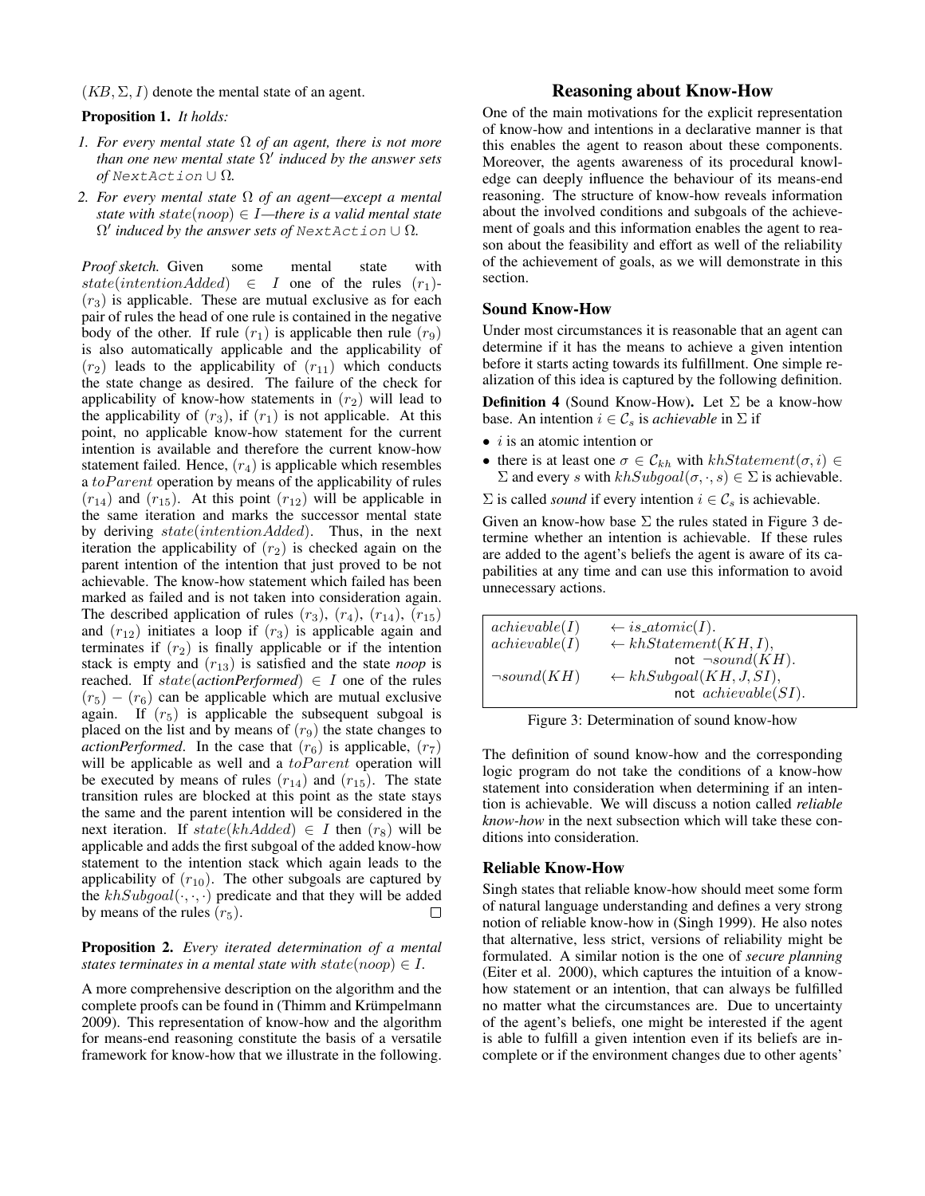$(KB, \Sigma, I)$ denote the mental state of an agent.

**Proposition 1.** *It holds:*

1. *For every mental state $\Omega$ of an agent, there is not more than one new mental state $\Omega'$ induced by the answer sets of* `NextAction` $\cup\, \Omega$.
2. *For every mental state $\Omega$ of an agent—except a mental state with $state(noop) \in I$—there is a valid mental state $\Omega'$ induced by the answer sets of* `NextAction` $\cup\, \Omega$.

*Proof sketch.* Given some mental state with $state(intentionAdded) \in I$ one of the rules $(r_1)$-$(r_3)$ is applicable. These are mutual exclusive as for each pair of rules the head of one rule is contained in the negative body of the other. If rule $(r_1)$ is applicable then rule $(r_9)$ is also automatically applicable and the applicability of $(r_2)$ leads to the applicability of $(r_{11})$ which conducts the state change as desired. The failure of the check for applicability of know-how statements in $(r_2)$ will lead to the applicability of $(r_3)$, if $(r_1)$ is not applicable. At this point, no applicable know-how statement for the current intention is available and therefore the current know-how statement failed. Hence, $(r_4)$ is applicable which resembles a $toParent$ operation by means of the applicability of rules $(r_{14})$ and $(r_{15})$. At this point $(r_{12})$ will be applicable in the same iteration and marks the successor mental state by deriving $state(intentionAdded)$. Thus, in the next iteration the applicability of $(r_2)$ is checked again on the parent intention of the intention that just proved to be not achievable. The know-how statement which failed has been marked as failed and is not taken into consideration again. The described application of rules $(r_3)$, $(r_4)$, $(r_{14})$, $(r_{15})$ and $(r_{12})$ initiates a loop if $(r_3)$ is applicable again and terminates if $(r_2)$ is finally applicable or if the intention stack is empty and $(r_{13})$ is satisfied and the state *noop* is reached. If $state(\textit{actionPerformed}) \in I$ one of the rules $(r_5) - (r_6)$ can be applicable which are mutual exclusive again. If $(r_5)$ is applicable the subsequent subgoal is placed on the list and by means of $(r_9)$ the state changes to *actionPerformed*. In the case that $(r_6)$ is applicable, $(r_7)$ will be applicable as well and a $toParent$ operation will be executed by means of rules $(r_{14})$ and $(r_{15})$. The state transition rules are blocked at this point as the state stays the same and the parent intention will be considered in the next iteration. If $state(khAdded) \in I$ then $(r_8)$ will be applicable and adds the first subgoal of the added know-how statement to the intention stack which again leads to the applicability of $(r_{10})$. The other subgoals are captured by the $khSubgoal(\cdot, \cdot, \cdot)$ predicate and that they will be added by means of the rules $(r_5)$. □

**Proposition 2.** *Every iterated determination of a mental states terminates in a mental state with $state(noop) \in I$.*

A more comprehensive description on the algorithm and the complete proofs can be found in (Thimm and Krümpelmann 2009). This representation of know-how and the algorithm for means-end reasoning constitute the basis of a versatile framework for know-how that we illustrate in the following.

## Reasoning about Know-How

One of the main motivations for the explicit representation of know-how and intentions in a declarative manner is that this enables the agent to reason about these components. Moreover, the agents awareness of its procedural knowledge can deeply influence the behaviour of its means-end reasoning. The structure of know-how reveals information about the involved conditions and subgoals of the achievement of goals and this information enables the agent to reason about the feasibility and effort as well of the reliability of the achievement of goals, as we will demonstrate in this section.

### Sound Know-How

Under most circumstances it is reasonable that an agent can determine if it has the means to achieve a given intention before it starts acting towards its fulfillment. One simple realization of this idea is captured by the following definition.

**Definition 4** (Sound Know-How)**.** Let $\Sigma$ be a know-how base. An intention $i \in \mathcal{C}_s$ is *achievable* in $\Sigma$ if

- $i$ is an atomic intention or
- there is at least one $\sigma \in \mathcal{C}_{kh}$ with $khStatement(\sigma, i) \in \Sigma$ and every $s$ with $khSubgoal(\sigma, \cdot, s) \in \Sigma$ is achievable.

$\Sigma$ is called *sound* if every intention $i \in \mathcal{C}_s$ is achievable.

Given an know-how base $\Sigma$ the rules stated in Figure 3 determine whether an intention is achievable. If these rules are added to the agent's beliefs the agent is aware of its capabilities at any time and can use this information to avoid unnecessary actions.

$$
\begin{array}{ll}
achievable(I) & \leftarrow is\_atomic(I). \\
achievable(I) & \leftarrow khStatement(KH, I), \\
 & \qquad \text{not } \neg sound(KH). \\
\neg sound(KH) & \leftarrow khSubgoal(KH, J, SI), \\
 & \qquad \text{not } achievable(SI).
\end{array}
$$

Figure 3: Determination of sound know-how

The definition of sound know-how and the corresponding logic program do not take the conditions of a know-how statement into consideration when determining if an intention is achievable. We will discuss a notion called *reliable know-how* in the next subsection which will take these conditions into consideration.

### Reliable Know-How

Singh states that reliable know-how should meet some form of natural language understanding and defines a very strong notion of reliable know-how in (Singh 1999). He also notes that alternative, less strict, versions of reliability might be formulated. A similar notion is the one of *secure planning* (Eiter et al. 2000), which captures the intuition of a know-how statement or an intention, that can always be fulfilled no matter what the circumstances are. Due to uncertainty of the agent's beliefs, one might be interested if the agent is able to fulfill a given intention even if its beliefs are incomplete or if the environment changes due to other agents'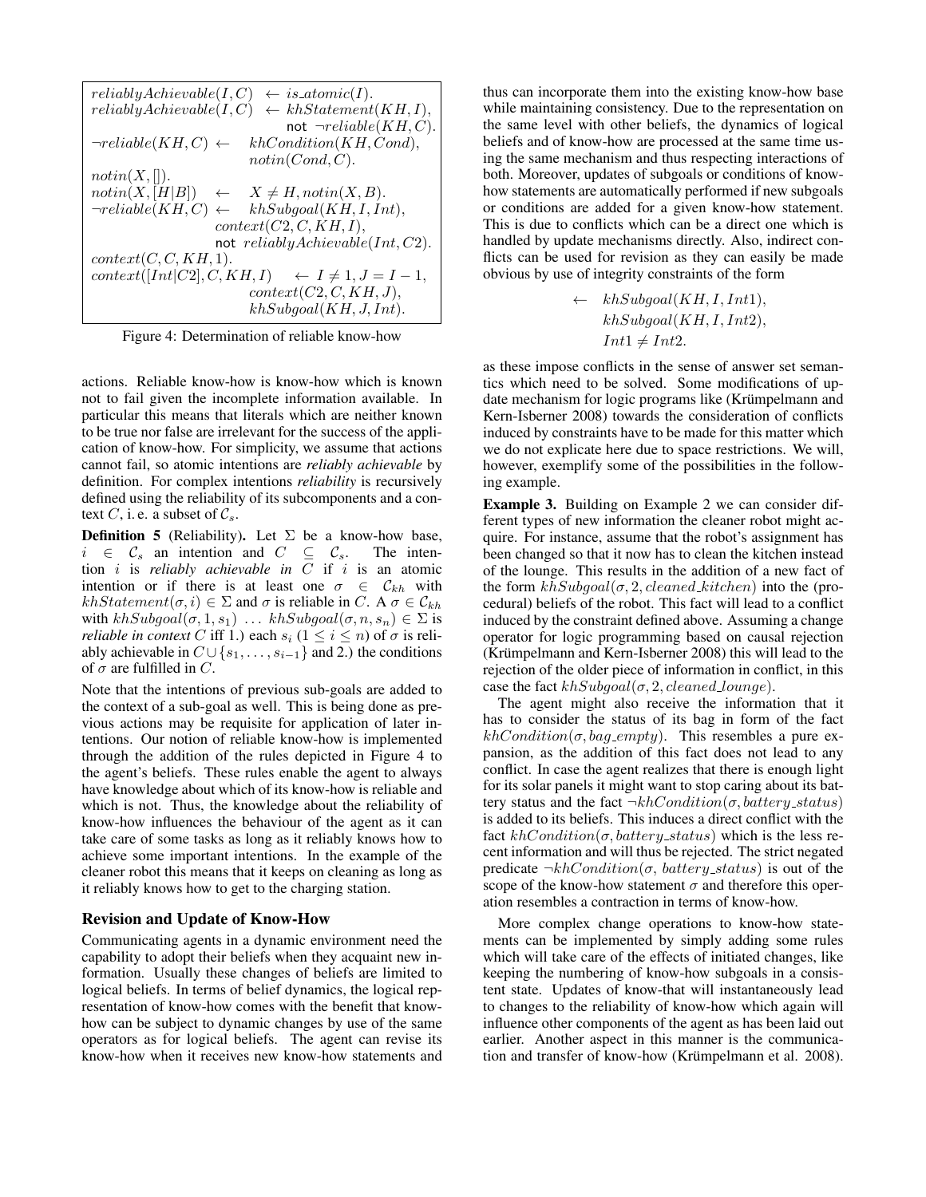$$
\begin{array}{lll}
reliablyAchievable(I, C) & \leftarrow & is\_atomic(I). \\
reliablyAchievable(I, C) & \leftarrow & khStatement(KH, I), \\
 & & \texttt{not}\ \neg reliable(KH, C). \\
\neg reliable(KH, C) & \leftarrow & khCondition(KH, Cond), \\
 & & notin(Cond, C). \\
notin(X, []). & & \\
notin(X, [H|B]) & \leftarrow & X \neq H, notin(X, B). \\
\neg reliable(KH, C) & \leftarrow & khSubgoal(KH, I, Int), \\
 & & context(C2, C, KH, I), \\
 & & \texttt{not}\ reliablyAchievable(Int, C2). \\
context(C, C, KH, 1). & & \\
context([Int|C2], C, KH, I) & \leftarrow & I \neq 1, J = I - 1, \\
 & & context(C2, C, KH, J), \\
 & & khSubgoal(KH, J, Int).
\end{array}
$$

Figure 4: Determination of reliable know-how

actions. Reliable know-how is know-how which is known not to fail given the incomplete information available. In particular this means that literals which are neither known to be true nor false are irrelevant for the success of the application of know-how. For simplicity, we assume that actions cannot fail, so atomic intentions are ***reliably achievable*** by definition. For complex intentions ***reliability*** is recursively defined using the reliability of its subcomponents and a context $C$, i. e. a subset of $\mathcal{C}_s$.

**Definition 5** (Reliability)**.** Let $\Sigma$ be a know-how base, $i \in \mathcal{C}_s$ an intention and $C \subseteq \mathcal{C}_s$. The intention $i$ is *reliably achievable in* $C$ if $i$ is an atomic intention or if there is at least one $\sigma \in \mathcal{C}_{kh}$ with $khStatement(\sigma, i) \in \Sigma$ and $\sigma$ is reliable in $C$. A $\sigma \in \mathcal{C}_{kh}$ with $khSubgoal(\sigma, 1, s_1)\ \ldots\ khSubgoal(\sigma, n, s_n) \in \Sigma$ is *reliable in context* $C$ iff 1.) each $s_i$ $(1 \leq i \leq n)$ of $\sigma$ is reliably achievable in $C \cup \{s_1, \ldots, s_{i-1}\}$ and 2.) the conditions of $\sigma$ are fulfilled in $C$.

Note that the intentions of previous sub-goals are added to the context of a sub-goal as well. This is being done as previous actions may be requisite for application of later intentions. Our notion of reliable know-how is implemented through the addition of the rules depicted in Figure 4 to the agent's beliefs. These rules enable the agent to always have knowledge about which of its know-how is reliable and which is not. Thus, the knowledge about the reliability of know-how influences the behaviour of the agent as it can take care of some tasks as long as it reliably knows how to achieve some important intentions. In the example of the cleaner robot this means that it keeps on cleaning as long as it reliably knows how to get to the charging station.

## Revision and Update of Know-How

Communicating agents in a dynamic environment need the capability to adopt their beliefs when they acquaint new information. Usually these changes of beliefs are limited to logical beliefs. In terms of belief dynamics, the logical representation of know-how comes with the benefit that know-how can be subject to dynamic changes by use of the same operators as for logical beliefs. The agent can revise its know-how when it receives new know-how statements and thus can incorporate them into the existing know-how base while maintaining consistency. Due to the representation on the same level with other beliefs, the dynamics of logical beliefs and of know-how are processed at the same time using the same mechanism and thus respecting interactions of both. Moreover, updates of subgoals or conditions of know-how statements are automatically performed if new subgoals or conditions are added for a given know-how statement. This is due to conflicts which can be a direct one which is handled by update mechanisms directly. Also, indirect conflicts can be used for revision as they can easily be made obvious by use of integrity constraints of the form

$$
\begin{array}{ll}
\leftarrow & khSubgoal(KH, I, Int1), \\
 & khSubgoal(KH, I, Int2), \\
 & Int1 \neq Int2.
\end{array}
$$

as these impose conflicts in the sense of answer set semantics which need to be solved. Some modifications of update mechanism for logic programs like (Krümpelmann and Kern-Isberner 2008) towards the consideration of conflicts induced by constraints have to be made for this matter which we do not explicate here due to space restrictions. We will, however, exemplify some of the possibilities in the following example.

**Example 3.** Building on Example 2 we can consider different types of new information the cleaner robot might acquire. For instance, assume that the robot's assignment has been changed so that it now has to clean the kitchen instead of the lounge. This results in the addition of a new fact of the form $khSubgoal(\sigma, 2, cleaned\_kitchen)$ into the (procedural) beliefs of the robot. This fact will lead to a conflict induced by the constraint defined above. Assuming a change operator for logic programming based on causal rejection (Krümpelmann and Kern-Isberner 2008) this will lead to the rejection of the older piece of information in conflict, in this case the fact $khSubgoal(\sigma, 2, cleaned\_lounge)$.

The agent might also receive the information that it has to consider the status of its bag in form of the fact $khCondition(\sigma, bag\_empty)$. This resembles a pure expansion, as the addition of this fact does not lead to any conflict. In case the agent realizes that there is enough light for its solar panels it might want to stop caring about its battery status and the fact $\neg khCondition(\sigma, battery\_status)$ is added to its beliefs. This induces a direct conflict with the fact $khCondition(\sigma, battery\_status)$ which is the less recent information and will thus be rejected. The strict negated predicate $\neg khCondition(\sigma, battery\_status)$ is out of the scope of the know-how statement $\sigma$ and therefore this operation resembles a contraction in terms of know-how.

More complex change operations to know-how statements can be implemented by simply adding some rules which will take care of the effects of initiated changes, like keeping the numbering of know-how subgoals in a consistent state. Updates of know-that will instantaneously lead to changes to the reliability of know-how which again will influence other components of the agent as has been laid out earlier. Another aspect in this manner is the communication and transfer of know-how (Krümpelmann et al. 2008).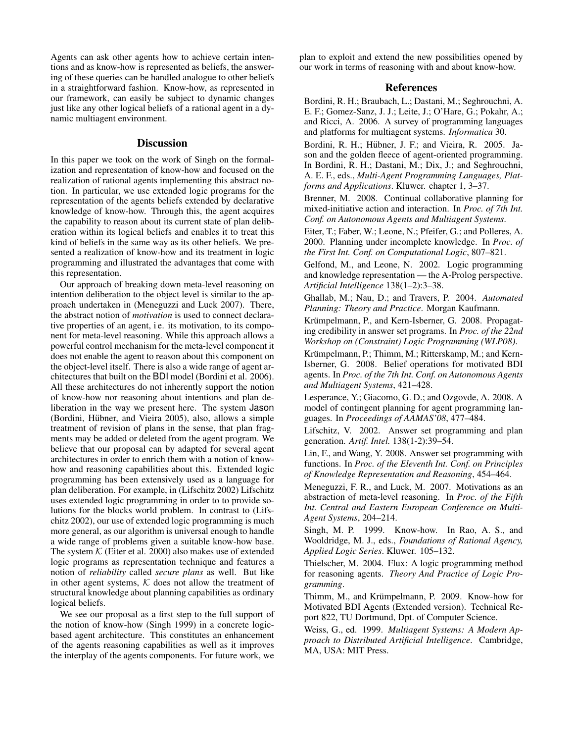Agents can ask other agents how to achieve certain intentions and as know-how is represented as beliefs, the answering of these queries can be handled analogue to other beliefs in a straightforward fashion. Know-how, as represented in our framework, can easily be subject to dynamic changes just like any other logical beliefs of a rational agent in a dynamic multiagent environment.

## Discussion

In this paper we took on the work of Singh on the formalization and representation of know-how and focused on the realization of rational agents implementing this abstract notion. In particular, we use extended logic programs for the representation of the agents beliefs extended by declarative knowledge of know-how. Through this, the agent acquires the capability to reason about its current state of plan deliberation within its logical beliefs and enables it to treat this kind of beliefs in the same way as its other beliefs. We presented a realization of know-how and its treatment in logic programming and illustrated the advantages that come with this representation.

Our approach of breaking down meta-level reasoning on intention deliberation to the object level is similar to the approach undertaken in (Meneguzzi and Luck 2007). There, the abstract notion of *motivation* is used to connect declarative properties of an agent, i.e. its motivation, to its component for meta-level reasoning. While this approach allows a powerful control mechanism for the meta-level component it does not enable the agent to reason about this component on the object-level itself. There is also a wide range of agent architectures that built on the BDI model (Bordini et al. 2006). All these architectures do not inherently support the notion of know-how nor reasoning about intentions and plan deliberation in the way we present here. The system Jason (Bordini, Hübner, and Vieira 2005), also, allows a simple treatment of revision of plans in the sense, that plan fragments may be added or deleted from the agent program. We believe that our proposal can by adapted for several agent architectures in order to enrich them with a notion of know-how and reasoning capabilities about this. Extended logic programming has been extensively used as a language for plan deliberation. For example, in (Lifschitz 2002) Lifschitz uses extended logic programming in order to to provide solutions for the blocks world problem. In contrast to (Lifschitz 2002), our use of extended logic programming is much more general, as our algorithm is universal enough to handle a wide range of problems given a suitable know-how base. The system $\mathcal{K}$ (Eiter et al. 2000) also makes use of extended logic programs as representation technique and features a notion of *reliability* called *secure plans* as well. But like in other agent systems, $\mathcal{K}$ does not allow the treatment of structural knowledge about planning capabilities as ordinary logical beliefs.

We see our proposal as a first step to the full support of the notion of know-how (Singh 1999) in a concrete logic-based agent architecture. This constitutes an enhancement of the agents reasoning capabilities as well as it improves the interplay of the agents components. For future work, we plan to exploit and extend the new possibilities opened by our work in terms of reasoning with and about know-how.

## References

Bordini, R. H.; Braubach, L.; Dastani, M.; Seghrouchni, A. E. F.; Gomez-Sanz, J. J.; Leite, J.; O'Hare, G.; Pokahr, A.; and Ricci, A. 2006. A survey of programming languages and platforms for multiagent systems. *Informatica* 30.

Bordini, R. H.; Hübner, J. F.; and Vieira, R. 2005. Jason and the golden fleece of agent-oriented programming. In Bordini, R. H.; Dastani, M.; Dix, J.; and Seghrouchni, A. E. F., eds., *Multi-Agent Programming Languages, Platforms and Applications*. Kluwer. chapter 1, 3–37.

Brenner, M. 2008. Continual collaborative planning for mixed-initiative action and interaction. In *Proc. of 7th Int. Conf. on Autonomous Agents and Multiagent Systems*.

Eiter, T.; Faber, W.; Leone, N.; Pfeifer, G.; and Polleres, A. 2000. Planning under incomplete knowledge. In *Proc. of the First Int. Conf. on Computational Logic*, 807–821.

Gelfond, M., and Leone, N. 2002. Logic programming and knowledge representation — the A-Prolog perspective. *Artificial Intelligence* 138(1–2):3–38.

Ghallab, M.; Nau, D.; and Travers, P. 2004. *Automated Planning: Theory and Practice*. Morgan Kaufmann.

Krümpelmann, P., and Kern-Isberner, G. 2008. Propagating credibility in answer set programs. In *Proc. of the 22nd Workshop on (Constraint) Logic Programming (WLP08)*.

Krümpelmann, P.; Thimm, M.; Ritterskamp, M.; and Kern-Isberner, G. 2008. Belief operations for motivated BDI agents. In *Proc. of the 7th Int. Conf. on Autonomous Agents and Multiagent Systems*, 421–428.

Lesperance, Y.; Giacomo, G. D.; and Ozgovde, A. 2008. A model of contingent planning for agent programming languages. In *Proceedings of AAMAS'08*, 477–484.

Lifschitz, V. 2002. Answer set programming and plan generation. *Artif. Intel.* 138(1-2):39–54.

Lin, F., and Wang, Y. 2008. Answer set programming with functions. In *Proc. of the Eleventh Int. Conf. on Principles of Knowledge Representation and Reasoning*, 454–464.

Meneguzzi, F. R., and Luck, M. 2007. Motivations as an abstraction of meta-level reasoning. In *Proc. of the Fifth Int. Central and Eastern European Conference on Multi-Agent Systems*, 204–214.

Singh, M. P. 1999. Know-how. In Rao, A. S., and Wooldridge, M. J., eds., *Foundations of Rational Agency, Applied Logic Series*. Kluwer. 105–132.

Thielscher, M. 2004. Flux: A logic programming method for reasoning agents. *Theory And Practice of Logic Programming*.

Thimm, M., and Krümpelmann, P. 2009. Know-how for Motivated BDI Agents (Extended version). Technical Report 822, TU Dortmund, Dpt. of Computer Science.

Weiss, G., ed. 1999. *Multiagent Systems: A Modern Approach to Distributed Artificial Intelligence*. Cambridge, MA, USA: MIT Press.